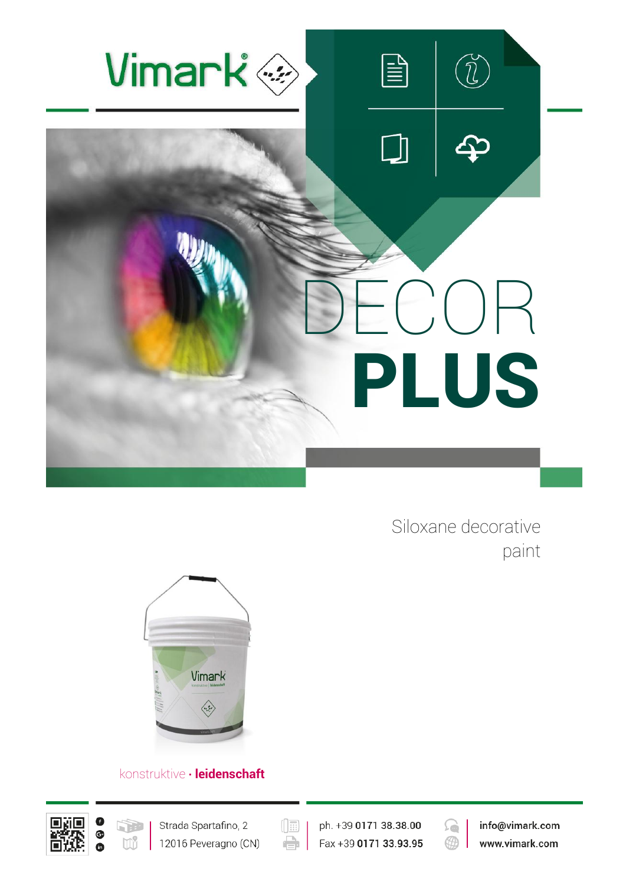# Vimark®

# DECOR PLUS

Siloxane decorative paint

konstruktive · **leidenschaft**

Strada Spartafino, 2
12016 Peveragno (CN)

ph. +39 **0171 38.38.00**
Fax +39 **0171 33.93.95**

**info@vimark.com**
**www.vimark.com**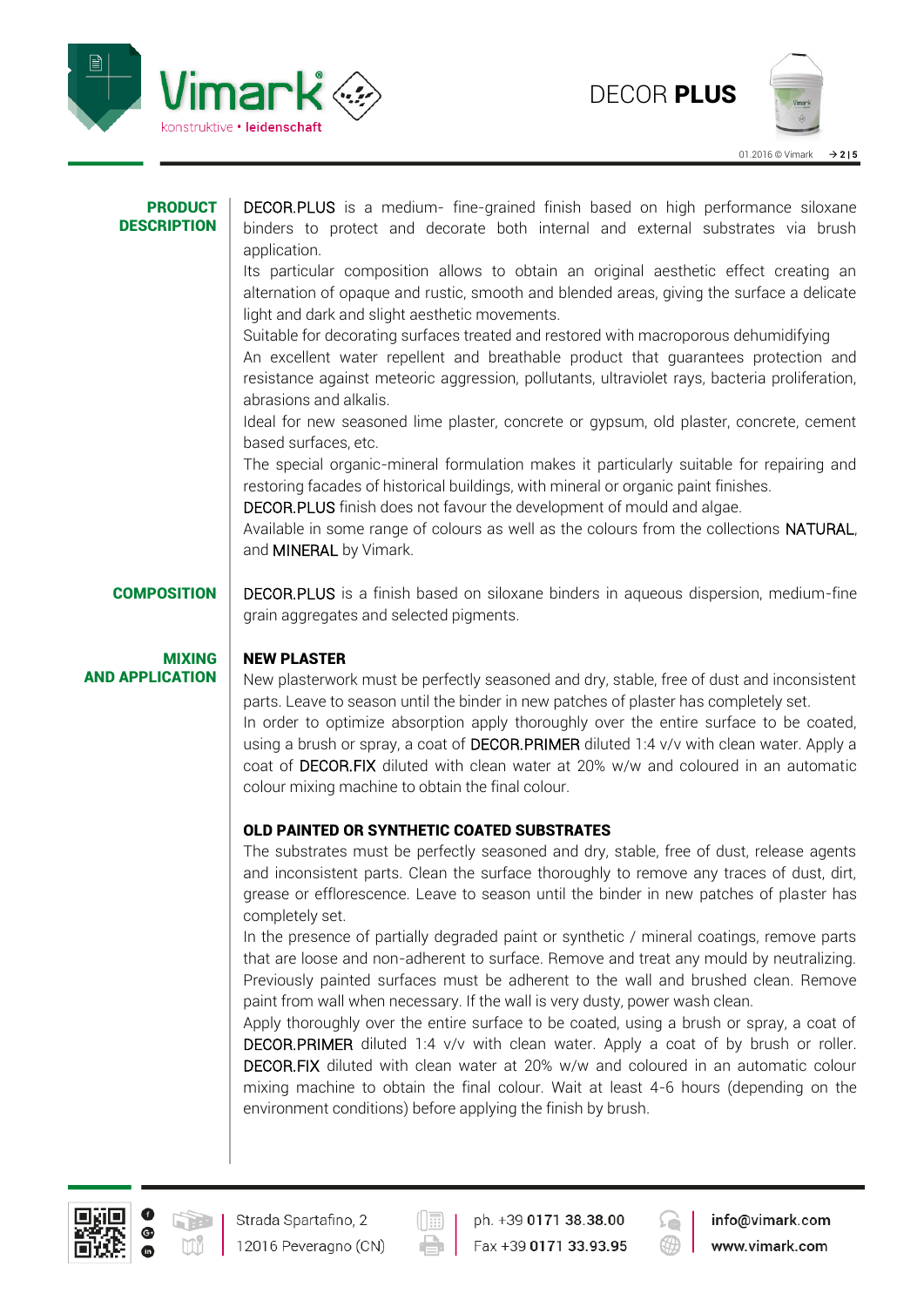## PRODUCT DESCRIPTION

DECOR.PLUS is a medium- fine-grained finish based on high performance siloxane binders to protect and decorate both internal and external substrates via brush application.

Its particular composition allows to obtain an original aesthetic effect creating an alternation of opaque and rustic, smooth and blended areas, giving the surface a delicate light and dark and slight aesthetic movements.

Suitable for decorating surfaces treated and restored with macroporous dehumidifying

An excellent water repellent and breathable product that guarantees protection and resistance against meteoric aggression, pollutants, ultraviolet rays, bacteria proliferation, abrasions and alkalis.

Ideal for new seasoned lime plaster, concrete or gypsum, old plaster, concrete, cement based surfaces, etc.

The special organic-mineral formulation makes it particularly suitable for repairing and restoring facades of historical buildings, with mineral or organic paint finishes.

DECOR.PLUS finish does not favour the development of mould and algae.

Available in some range of colours as well as the colours from the collections NATURAL, and MINERAL by Vimark.

## COMPOSITION

DECOR.PLUS is a finish based on siloxane binders in aqueous dispersion, medium-fine grain aggregates and selected pigments.

## MIXING AND APPLICATION

**NEW PLASTER**

New plasterwork must be perfectly seasoned and dry, stable, free of dust and inconsistent parts. Leave to season until the binder in new patches of plaster has completely set.

In order to optimize absorption apply thoroughly over the entire surface to be coated, using a brush or spray, a coat of DECOR.PRIMER diluted 1:4 v/v with clean water. Apply a coat of DECOR.FIX diluted with clean water at 20% w/w and coloured in an automatic colour mixing machine to obtain the final colour.

**OLD PAINTED OR SYNTHETIC COATED SUBSTRATES**

The substrates must be perfectly seasoned and dry, stable, free of dust, release agents and inconsistent parts. Clean the surface thoroughly to remove any traces of dust, dirt, grease or efflorescence. Leave to season until the binder in new patches of plaster has completely set.

In the presence of partially degraded paint or synthetic / mineral coatings, remove parts that are loose and non-adherent to surface. Remove and treat any mould by neutralizing. Previously painted surfaces must be adherent to the wall and brushed clean. Remove paint from wall when necessary. If the wall is very dusty, power wash clean.

Apply thoroughly over the entire surface to be coated, using a brush or spray, a coat of DECOR.PRIMER diluted 1:4 v/v with clean water. Apply a coat of by brush or roller. DECOR.FIX diluted with clean water at 20% w/w and coloured in an automatic colour mixing machine to obtain the final colour. Wait at least 4-6 hours (depending on the environment conditions) before applying the finish by brush.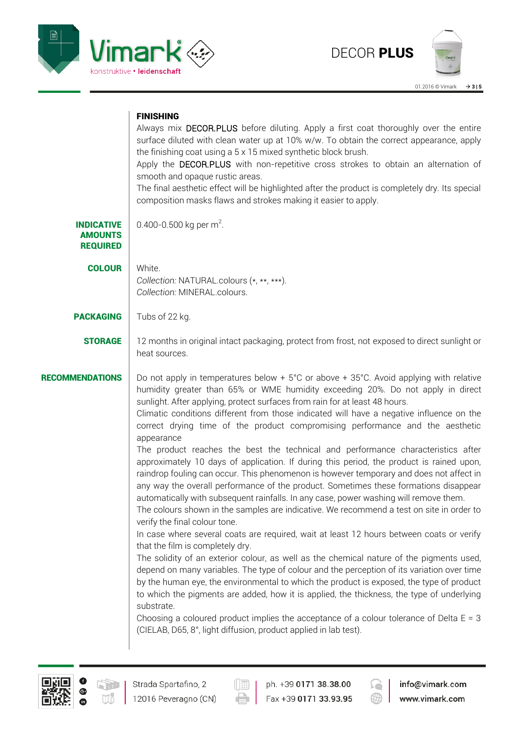### FINISHING

Always mix DECOR.PLUS before diluting. Apply a first coat thoroughly over the entire surface diluted with clean water up at 10% w/w. To obtain the correct appearance, apply the finishing coat using a 5 x 15 mixed synthetic block brush.
Apply the DECOR.PLUS with non-repetitive cross strokes to obtain an alternation of smooth and opaque rustic areas.
The final aesthetic effect will be highlighted after the product is completely dry. Its special composition masks flaws and strokes making it easier to apply.

### INDICATIVE AMOUNTS REQUIRED

0.400-0.500 kg per $m^2$.

### COLOUR

White.
*Collection:* NATURAL.colours (*, **, ***).
*Collection:* MINERAL.colours.

### PACKAGING

Tubs of 22 kg.

### STORAGE

12 months in original intact packaging, protect from frost, not exposed to direct sunlight or heat sources.

### RECOMMENDATIONS

Do not apply in temperatures below + 5°C or above + 35°C. Avoid applying with relative humidity greater than 65% or WME humidity exceeding 20%. Do not apply in direct sunlight. After applying, protect surfaces from rain for at least 48 hours.
Climatic conditions different from those indicated will have a negative influence on the correct drying time of the product compromising performance and the aesthetic appearance
The product reaches the best the technical and performance characteristics after approximately 10 days of application. If during this period, the product is rained upon, raindrop fouling can occur. This phenomenon is however temporary and does not affect in any way the overall performance of the product. Sometimes these formations disappear automatically with subsequent rainfalls. In any case, power washing will remove them.
The colours shown in the samples are indicative. We recommend a test on site in order to verify the final colour tone.
In case where several coats are required, wait at least 12 hours between coats or verify that the film is completely dry.
The solidity of an exterior colour, as well as the chemical nature of the pigments used, depend on many variables. The type of colour and the perception of its variation over time by the human eye, the environmental to which the product is exposed, the type of product to which the pigments are added, how it is applied, the thickness, the type of underlying substrate.
Choosing a coloured product implies the acceptance of a colour tolerance of Delta E = 3 (CIELAB, D65, 8°, light diffusion, product applied in lab test).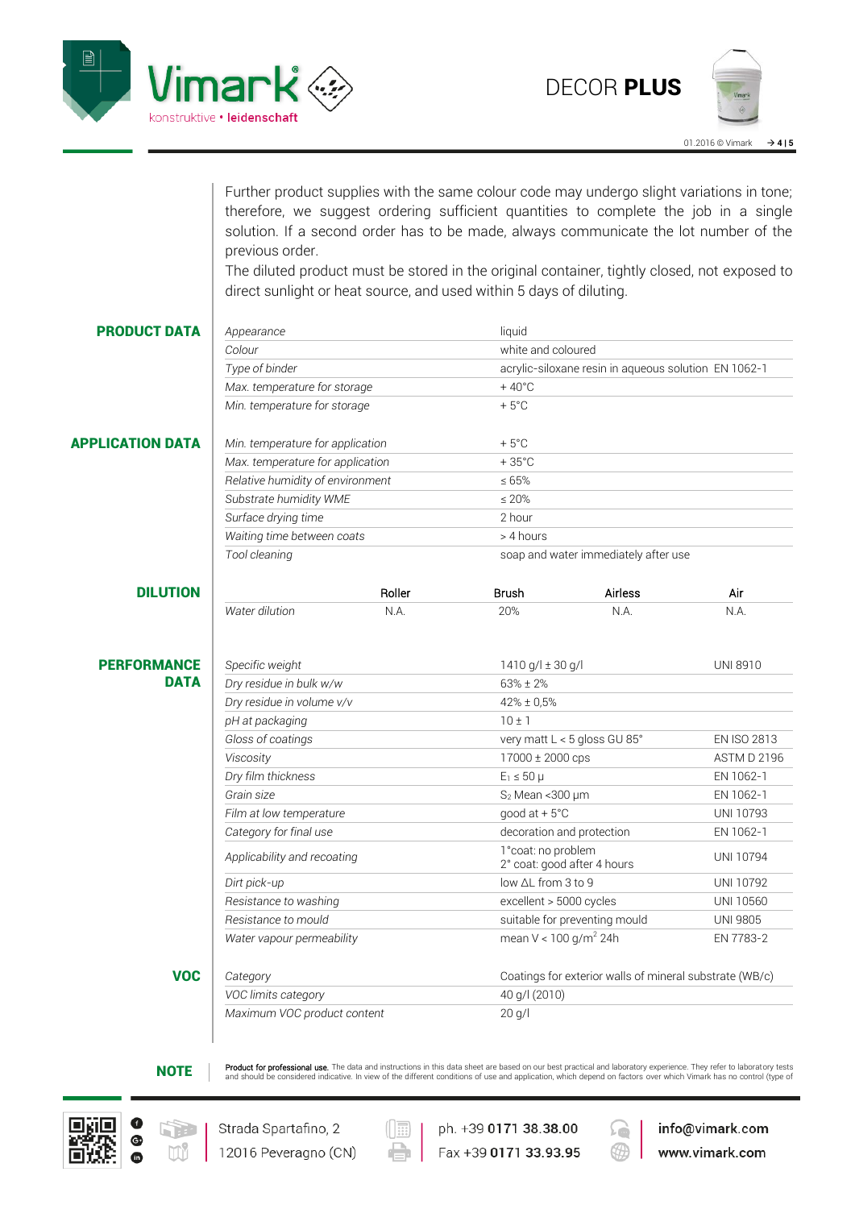Further product supplies with the same colour code may undergo slight variations in tone; therefore, we suggest ordering sufficient quantities to complete the job in a single solution. If a second order has to be made, always communicate the lot number of the previous order.
The diluted product must be stored in the original container, tightly closed, not exposed to direct sunlight or heat source, and used within 5 days of diluting.

## PRODUCT DATA

| | | |
|---|---|---|
| *Appearance* | liquid | |
| *Colour* | white and coloured | |
| *Type of binder* | acrylic-siloxane resin in aqueous solution | EN 1062-1 |
| *Max. temperature for storage* | + 40°C | |
| *Min. temperature for storage* | + 5°C | |

## APPLICATION DATA

| | |
|---|---|
| *Min. temperature for application* | + 5°C |
| *Max. temperature for application* | + 35°C |
| *Relative humidity of environment* | ≤ 65% |
| *Substrate humidity WME* | ≤ 20% |
| *Surface drying time* | 2 hour |
| *Waiting time between coats* | > 4 hours |
| *Tool cleaning* | soap and water immediately after use |

## DILUTION

| | Roller | Brush | Airless | Air |
|---|---|---|---|---|
| *Water dilution* | N.A. | 20% | N.A. | N.A. |

## PERFORMANCE DATA

| | | |
|---|---|---|
| *Specific weight* | 1410 g/l ± 30 g/l | UNI 8910 |
| *Dry residue in bulk w/w* | 63% ± 2% | |
| *Dry residue in volume v/v* | 42% ± 0,5% | |
| *pH at packaging* | 10 ± 1 | |
| *Gloss of coatings* | very matt L < 5 gloss GU 85° | EN ISO 2813 |
| *Viscosity* | 17000 ± 2000 cps | ASTM D 2196 |
| *Dry film thickness* | $E_1$ ≤ 50 µ | EN 1062-1 |
| *Grain size* | $S_2$ Mean <300 µm | EN 1062-1 |
| *Film at low temperature* | good at + 5°C | UNI 10793 |
| *Category for final use* | decoration and protection | EN 1062-1 |
| *Applicability and recoating* | 1°coat: no problem<br>2° coat: good after 4 hours | UNI 10794 |
| *Dirt pick-up* | low ΔL from 3 to 9 | UNI 10792 |
| *Resistance to washing* | excellent > 5000 cycles | UNI 10560 |
| *Resistance to mould* | suitable for preventing mould | UNI 9805 |
| *Water vapour permeability* | mean V < 100 g/m$^2$ 24h | EN 7783-2 |

## VOC

| | |
|---|---|
| *Category* | Coatings for exterior walls of mineral substrate (WB/c) |
| *VOC limits category* | 40 g/l (2010) |
| *Maximum VOC product content* | 20 g/l |

## NOTE

**Product for professional use.** The data and instructions in this data sheet are based on our best practical and laboratory experience. They refer to laboratory tests and should be considered indicative. In view of the different conditions of use and application, which depend on factors over which Vimark has no control (type of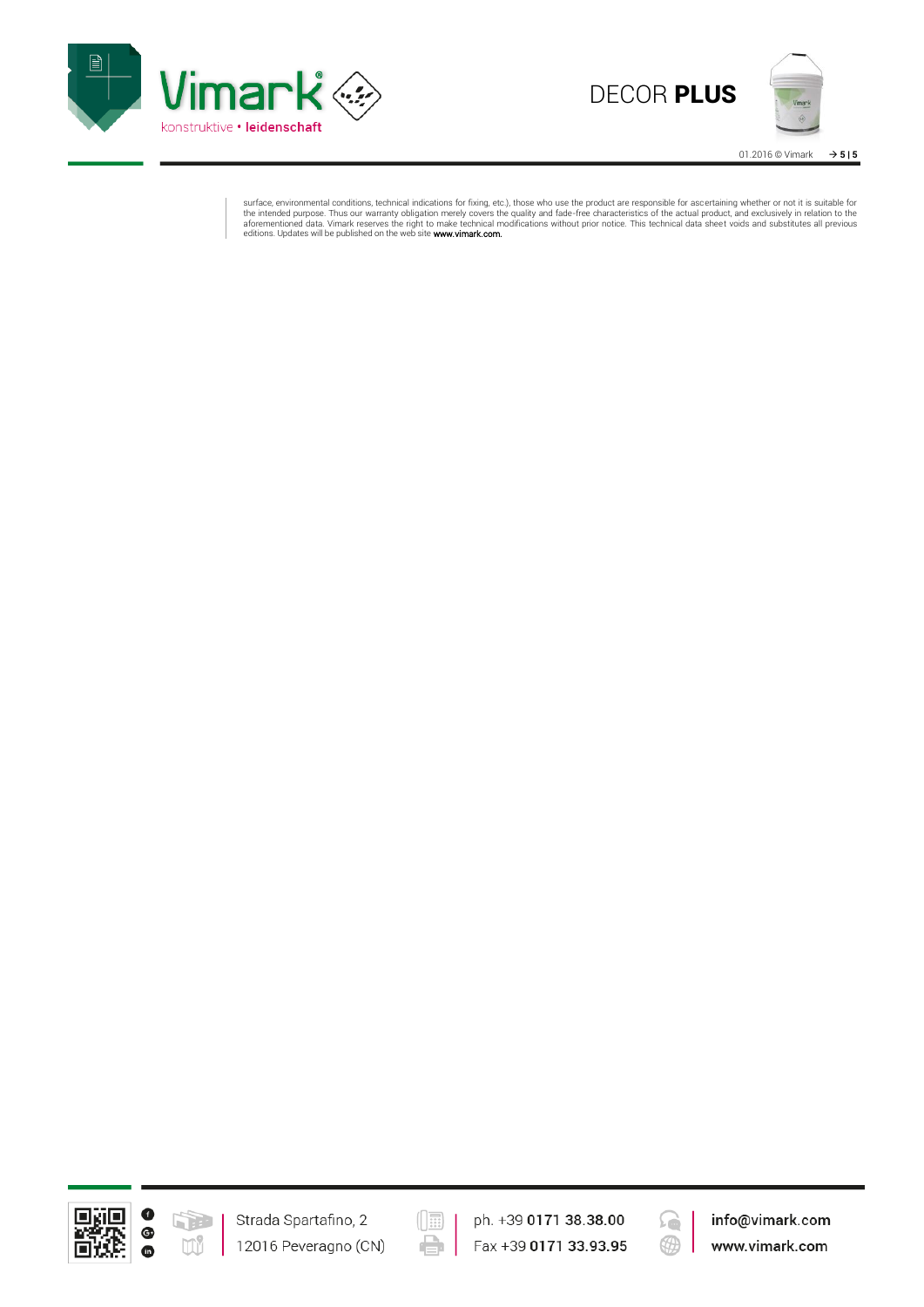surface, environmental conditions, technical indications for fixing, etc.), those who use the product are responsible for ascertaining whether or not it is suitable for the intended purpose. Thus our warranty obligation merely covers the quality and fade-free characteristics of the actual product, and exclusively in relation to the aforementioned data. Vimark reserves the right to make technical modifications without prior notice. This technical data sheet voids and substitutes all previous editions. Updates will be published on the web site **www.vimark.com.**